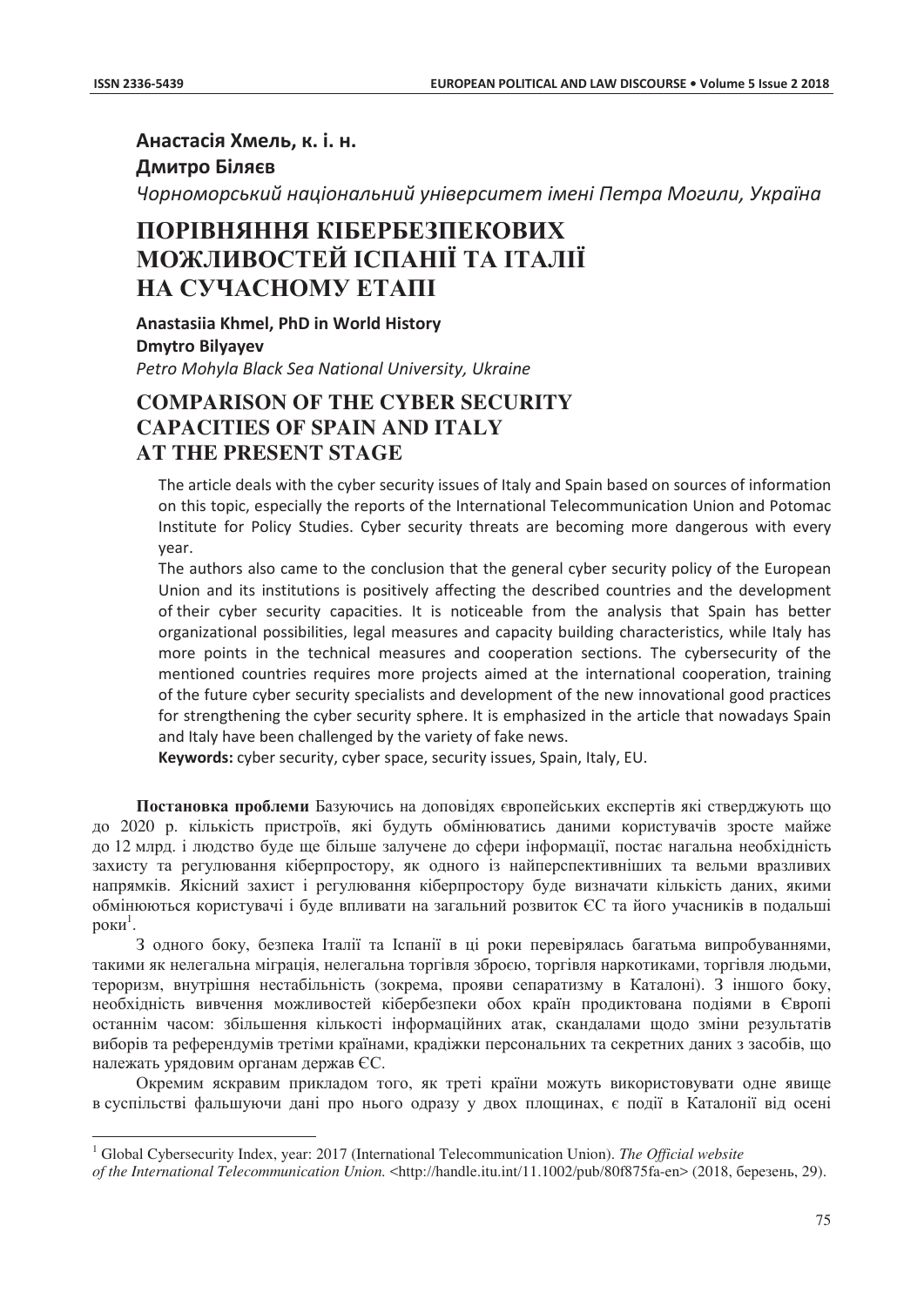**Анастасія Хмель, к. і. н.**

**Дмитро Біляєв**

*Чорноморський національний університет імені Петра Могили, Україна*

# ПОРІВНЯННЯ КІБЕРБЕЗПЕКОВИХ МОЖЛИВОСТЕЙ ІСПАНІЇ ТА ІТАЛІЇ НА СУЧАСНОМУ ЕТАПІ

**Anastasiia Khmel, PhD in World History**

**Dmytro Bilyayev**

*Petro Mohyla Black Sea National University, Ukraine*

# COMPARISON OF THE CYBER SECURITY CAPACITIES OF SPAIN AND ITALY AT THE PRESENT STAGE

The article deals with the cyber security issues of Italy and Spain based on sources of information on this topic, especially the reports of the International Telecommunication Union and Potomac Institute for Policy Studies. Cyber security threats are becoming more dangerous with every year.

The authors also came to the conclusion that the general cyber security policy of the European Union and its institutions is positively affecting the described countries and the development of their cyber security capacities. It is noticeable from the analysis that Spain has better organizational possibilities, legal measures and capacity building characteristics, while Italy has more points in the technical measures and cooperation sections. The cybersecurity of the mentioned countries requires more projects aimed at the international cooperation, training of the future cyber security specialists and development of the new innovational good practices for strengthening the cyber security sphere. It is emphasized in the article that nowadays Spain and Italy have been challenged by the variety of fake news.

**Keywords:** cyber security, cyber space, security issues, Spain, Italy, EU.

**Постановка проблеми** Базуючись на доповідях європейських експертів які стверджують що до 2020 р. кількість пристроїв, які будуть обмінюватись даними користувачів зросте майже до 12 млрд. і людство буде ще більше залучене до сфери інформації, постає нагальна необхідність захисту та регулювання кіберпростору, як одного із найперспективніших та вельми вразливих напрямків. Якісний захист і регулювання кіберпростору буде визначати кількість даних, якими обмінюються користувачі і буде впливати на загальний розвиток ЄС та його учасників в подальші роки[1].

З одного боку, безпека Італії та Іспанії в ці роки перевірялась багатьма випробуваннями, такими як нелегальна міграція, нелегальна торгівля зброєю, торгівля наркотиками, торгівля людьми, тероризм, внутрішня нестабільність (зокрема, прояви сепаратизму в Каталонії). З іншого боку, необхідність вивчення можливостей кібербезпеки обох країн продиктована подіями в Європі останнім часом: збільшення кількості інформаційних атак, скандалами щодо зміни результатів виборів та референдумів третіми країнами, крадіжки персональних та секретних даних з засобів, що належать урядовим органам держав ЄС.

Окремим яскравим прикладом того, як треті країни можуть використовувати одне явище в суспільстві фальшуючи дані про нього одразу у двох площинах, є події в Каталонії від осені

---

[1] Global Cybersecurity Index, year: 2017 (International Telecommunication Union). *The Official website of the International Telecommunication Union.* <http://handle.itu.int/11.1002/pub/80f875fa-en> (2018, березень, 29).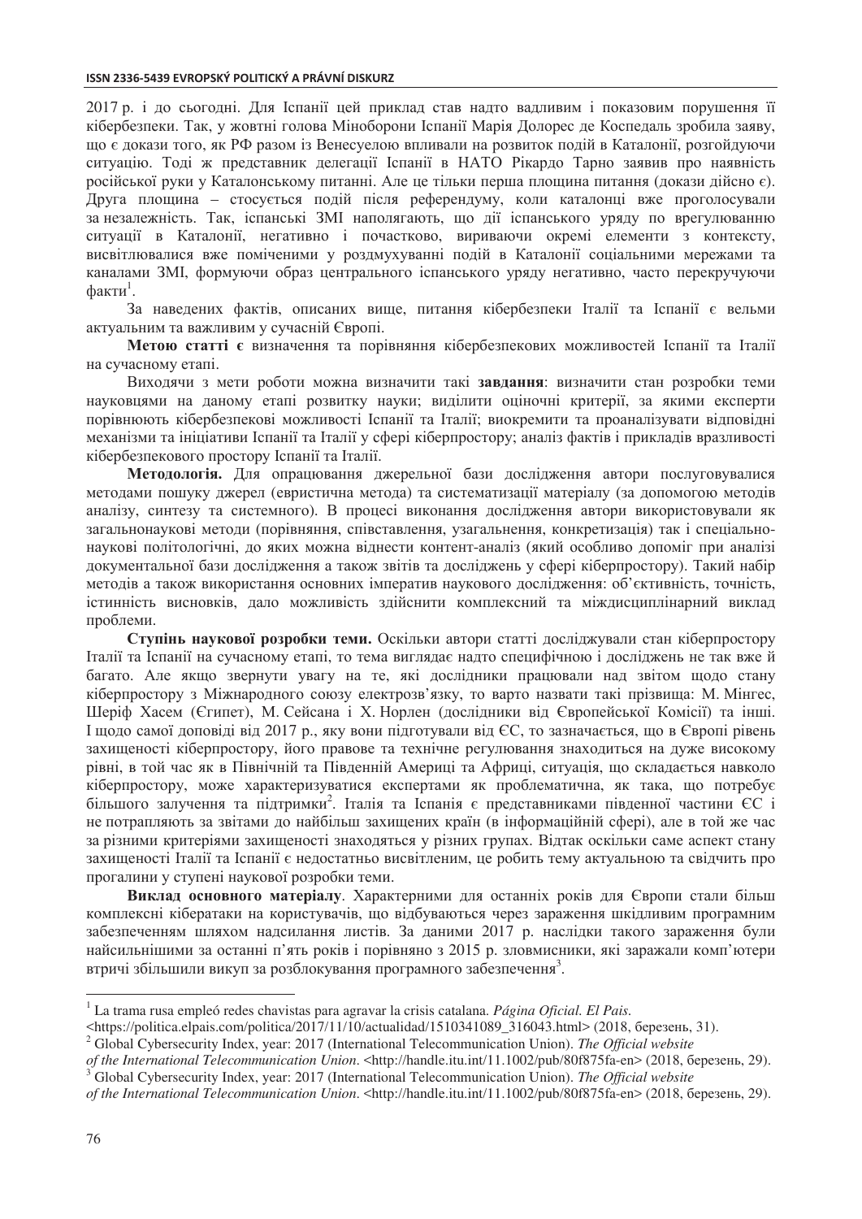2017 р. і до сьогодні. Для Іспанії цей приклад став надто вадливим і показовим порушення її кібербезпеки. Так, у жовтні голова Міноборони Іспанії Марія Долорес де Коспедаль зробила заяву, що є докази того, як РФ разом із Венесуелою впливали на розвиток подій в Каталонії, розгойдуючи ситуацію. Тоді ж представник делегації Іспанії в НАТО Рікардо Тарно заявив про наявність російської руки у Каталонському питанні. Але це тільки перша площина питання (докази дійсно є). Друга площина – стосується подій після референдуму, коли каталонці вже проголосували за незалежність. Так, іспанські ЗМІ наполягають, що дії іспанського уряду по врегулюванню ситуації в Каталонії, негативно і почастково, вириваючи окремі елементи з контексту, висвітлювалися вже поміченими у роздмухуванні подій в Каталонії соціальними мережами та каналами ЗМІ, формуючи образ центрального іспанського уряду негативно, часто перекручуючи факти[1].

За наведених фактів, описаних вище, питання кібербезпеки Італії та Іспанії є вельми актуальним та важливим у сучасній Європі.

**Метою статті є** визначення та порівняння кібербезпекових можливостей Іспанії та Італії на сучасному етапі.

Виходячи з мети роботи можна визначити такі **завдання**: визначити стан розробки теми науковцями на даному етапі розвитку науки; виділити оціночні критерії, за якими експерти порівнюють кібербезпекові можливості Іспанії та Італії; виокремити та проаналізувати відповідні механізми та ініціативи Іспанії та Італії у сфері кіберпростору; аналіз фактів і прикладів вразливості кібербезпекового простору Іспанії та Італії.

**Методологія.** Для опрацювання джерельної бази дослідження автори послуговувалися методами пошуку джерел (евристична метода) та систематизації матеріалу (за допомогою методів аналізу, синтезу та системного). В процесі виконання дослідження автори використовували як загальнонаукові методи (порівняння, співставлення, узагальнення, конкретизація) так і спеціально-наукові політологічні, до яких можна віднести контент-аналіз (який особливо допоміг при аналізі документальної бази дослідження а також звітів та досліджень у сфері кіберпростору). Такий набір методів а також використання основних імператив наукового дослідження: об'єктивність, точність, істинність висновків, дало можливість здійснити комплексний та міждисциплінарний виклад проблеми.

**Ступінь наукової розробки теми.** Оскільки автори статті досліджували стан кіберпростору Італії та Іспанії на сучасному етапі, то тема виглядає надто специфічною і досліджень не так вже й багато. Але якщо звернути увагу на те, які дослідники працювали над звітом щодо стану кіберпростору з Міжнародного союзу електрозв'язку, то варто назвати такі прізвища: М. Мінгес, Шеріф Хасем (Єгипет), М. Сейсана і Х. Норлен (дослідники від Європейської Комісії) та інші. І щодо самої доповіді від 2017 р., яку вони підготували від ЄС, то зазначається, що в Європі рівень захищеності кіберпростору, його правове та технічне регулювання знаходиться на дуже високому рівні, в той час як в Північній та Південній Америці та Африці, ситуація, що складається навколо кіберпростору, може характеризуватися експертами як проблематична, як така, що потребує більшого залучення та підтримки[2]. Італія та Іспанія є представниками південної частини ЄС і не потрапляють за звітами до найбільш захищених країн (в інформаційній сфері), але в той же час за різними критеріями захищеності знаходяться у різних групах. Відтак оскільки саме аспект стану захищеності Італії та Іспанії є недостатньо висвітленим, це робить тему актуальною та свідчить про прогалини у ступені наукової розробки теми.

**Виклад основного матеріалу**. Характерними для останніх років для Європи стали більш комплексні кібератаки на користувачів, що відбуваються через зараження шкідливим програмним забезпеченням шляхом надсилання листів. За даними 2017 р. наслідки такого зараження були найсильнішими за останні п'ять років і порівняно з 2015 р. зловмисники, які заражали комп'ютери втричі збільшили викуп за розблокування програмного забезпечення[3].

---

[1] La trama rusa empleó redes chavistas para agravar la crisis catalana. *Página Oficial. El Pais.* <https://politica.elpais.com/politica/2017/11/10/actualidad/1510341089_316043.html> (2018, березень, 31).

[2] Global Cybersecurity Index, year: 2017 (International Telecommunication Union). *The Official website of the International Telecommunication Union*. <http://handle.itu.int/11.1002/pub/80f875fa-en> (2018, березень, 29).

[3] Global Cybersecurity Index, year: 2017 (International Telecommunication Union). *The Official website of the International Telecommunication Union*. <http://handle.itu.int/11.1002/pub/80f875fa-en> (2018, березень, 29).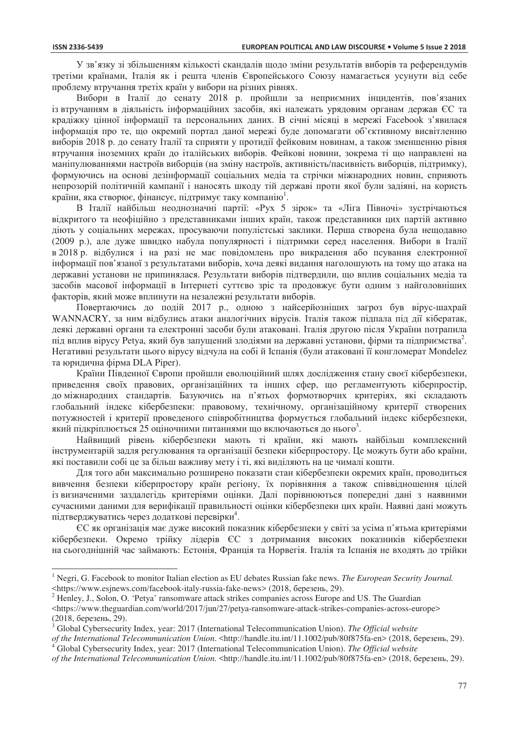У зв'язку зі збільшенням кількості скандалів щодо зміни результатів виборів та референдумів третіми країнами, Італія як і решта членів Європейського Союзу намагається усунути від себе проблему втручання третіх країн у вибори на різних рівнях.

Вибори в Італії до сенату 2018 р. пройшли за неприємних інцидентів, пов'язаних із втручанням в діяльність інформаційних засобів, які належать урядовим органам держав ЄС та крадіжку цінної інформації та персональних даних. В січні місяці в мережі Facebook з'явилася інформація про те, що окремий портал даної мережі буде допомагати об'єктивному висвітленню виборів 2018 р. до сенату Італії та сприяти у протидії фейковим новинам, а також зменшенню рівня втручання іноземних країн до італійських виборів. Фейкові новини, зокрема ті що направлені на маніпулюваннями настроїв виборців (на зміну настроїв, активність/пасивність виборців, підтримку), формуючись на основі дезінформації соціальних медіа та стрічки міжнародних новин, сприяють непрозорій політичній кампанії і наносять шкоду тій державі проти якої були задіяні, на користь країни, яка створює, фінансує, підтримує таку компанію[1].

В Італії найбільш неоднозначні партії: «Рух 5 зірок» та «Ліга Півночі» зустрічаються відкритого та неофіційно з представниками інших країн, також представники цих партій активно діють у соціальних мережах, просуваючи популістські заклики. Перша створена була нещодавно (2009 р.), але дуже швидко набула популярності і підтримки серед населення. Вибори в Італії в 2018 р. відбулися і на разі не має повідомлень про викрадення або псування електронної інформації пов'язаної з результатами виборів, хоча деякі видання наголошують на тому що атака на державні установи не припинялася. Результати виборів підтвердили, що вплив соціальних медіа та засобів масової інформації в Інтернеті суттєво зріс та продовжує бути одним з найголовніших факторів, який може вплинути на незалежні результати виборів.

Повертаючись до подій 2017 р., одною з найсерйозніших загроз був вірус-шахрай WANNACRY, за ним відбулись атаки аналогічних вірусів. Італія також підпала під дії кібератак, деякі державні органи та електронні засоби були атаковані. Італія другою після України потрапила під вплив вірусу Petya, який був запущений злодіями на державні установи, фірми та підприємства[2]. Негативні результати цього вірусу відчула на собі й Іспанія (були атаковані її конгломерат Mondelez та юридична фірма DLA Piper).

Країни Південної Європи пройшли еволюційний шлях дослідження стану своєї кібербезпеки, приведення своїх правових, організаційних та інших сфер, що регламентують кіберпростір, до міжнародних стандартів. Базуючись на п'ятьох формотворчих критеріях, які складають глобальний індекс кібербезпеки: правовому, технічному, організаційному критерії створених потужностей і критерії проведеного співробітництва формується глобальний індекс кібербезпеки, який підкріплюється 25 оціночними питаннями що включаються до нього[3].

Найвищий рівень кібербезпеки мають ті країни, які мають найбільш комплексний інструментарій задля регулювання та організації безпеки кіберпростору. Це можуть бути або країни, які поставили собі це за більш важливу мету і ті, які виділяють на це чималі кошти.

Для того аби максимально розширено показати стан кібербезпеки окремих країн, проводиться вивчення безпеки кіберпростору країн регіону, їх порівняння а також співвідношення цілей із визначеними заздалегідь критеріями оцінки. Далі порівнюються попередні дані з наявними сучасними даними для верифікації правильності оцінки кібербезпеки цих країн. Наявні дані можуть підтверджуватись через додаткові перевірки[4].

ЄС як організація має дуже високий показник кібербезпеки у світі за усіма п'ятьма критеріями кібербезпеки. Окремо трійку лідерів ЄС з дотримання високих показників кібербезпеки на сьогоднішній час займають: Естонія, Франція та Норвегія. Італія та Іспанія не входять до трійки

---

[1] Negri, G. Facebook to monitor Italian election as EU debates Russian fake news. *The European Security Journal.* <https://www.esjnews.com/facebook-italy-russia-fake-news> (2018, березень, 29).

[2] Henley, J., Solon, O. 'Petya' ransomware attack strikes companies across Europe and US. The Guardian <https://www.theguardian.com/world/2017/jun/27/petya-ransomware-attack-strikes-companies-across-europe> (2018, березень, 29).

[3] Global Cybersecurity Index, year: 2017 (International Telecommunication Union). *The Official website of the International Telecommunication Union*. <http://handle.itu.int/11.1002/pub/80f875fa-en> (2018, березень, 29).

[4] Global Cybersecurity Index, year: 2017 (International Telecommunication Union). *The Official website of the International Telecommunication Union.* <http://handle.itu.int/11.1002/pub/80f875fa-en> (2018, березень, 29).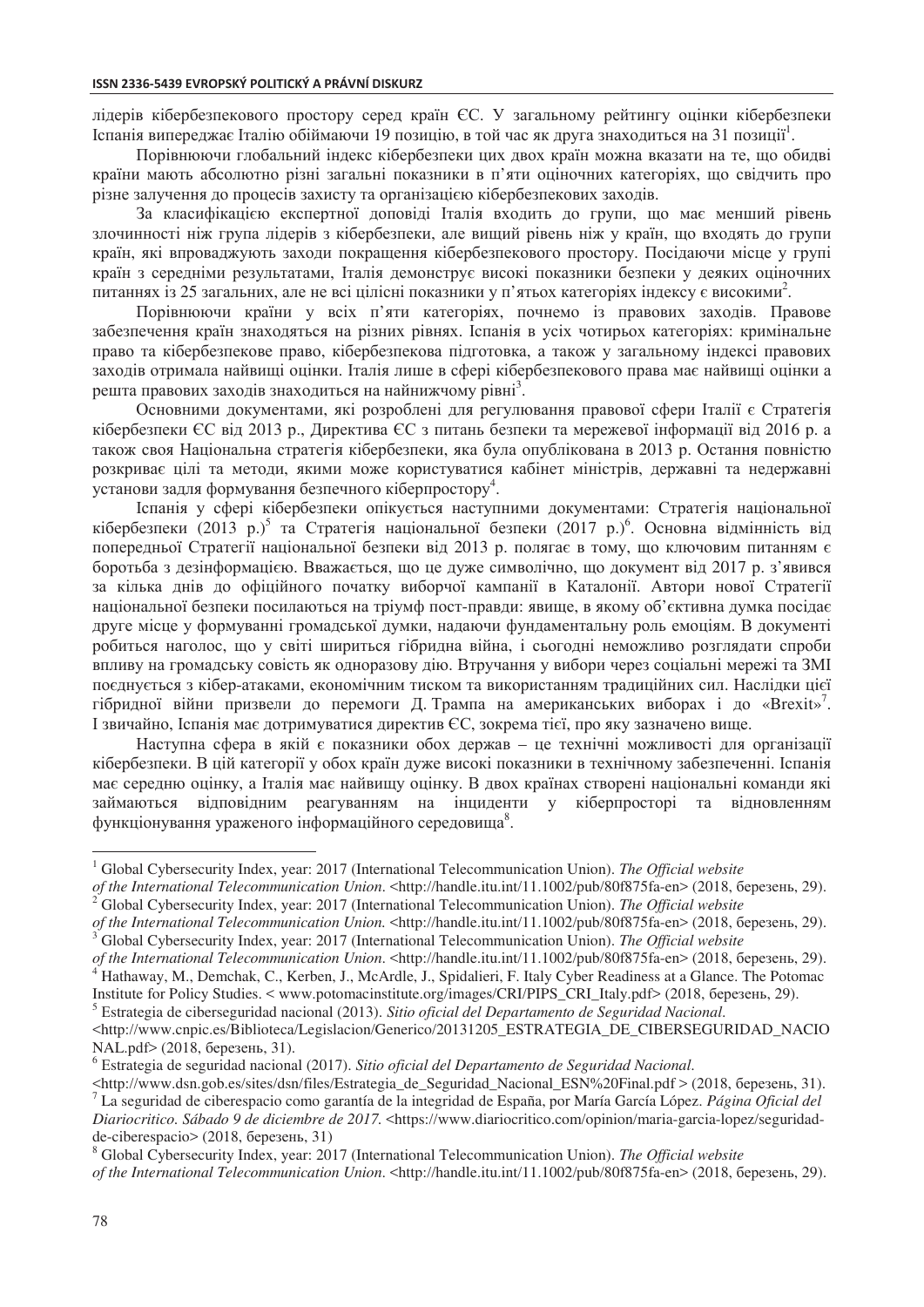лідерів кібербезпекового простору серед країн ЄС. У загальному рейтингу оцінки кібербезпеки Іспанія випереджає Італію обіймаючи 19 позицію, в той час як друга знаходиться на 31 позиції[1].

Порівнюючи глобальний індекс кібербезпеки цих двох країн можна вказати на те, що обидві країни мають абсолютно різні загальні показники в п'яти оціночних категоріях, що свідчить про різне залучення до процесів захисту та організацію кібербезпекових заходів.

За класифікацією експертної доповіді Італія входить до групи, що має менший рівень злочинності ніж група лідерів з кібербезпеки, але вищий рівень ніж у країн, що входять до групи країн, які впроваджують заходи покращення кібербезпекового простору. Посідаючи місце у групі країн з середніми результатами, Італія демонструє високі показники безпеки у деяких оціночних питаннях із 25 загальних, але не всі цілісні показники у п'ятьох категоріях індексу є високими[2].

Порівнюючи країни у всіх п'яти категоріях, почнемо із правових заходів. Правове забезпечення країн знаходяться на різних рівнях. Іспанія в усіх чотирьох категоріях: кримінальне право та кібербезпекове право, кібербезпекова підготовка, а також у загальному індексі правових заходів отримала найвищі оцінки. Італія лише в сфері кібербезпекового права має найвищі оцінки а решта правових заходів знаходиться на найнижчому рівні[3].

Основними документами, які розроблені для регулювання правової сфери Італії є Стратегія кібербезпеки ЄС від 2013 р., Директива ЄС з питань безпеки та мережевої інформації від 2016 р. а також своя Національна стратегія кібербезпеки, яка була опублікована в 2013 р. Остання повністю розкриває цілі та методи, якими може користуватися кабінет міністрів, державні та недержавні установи задля формування безпечного кіберпростору[4].

Іспанія у сфері кібербезпеки опікується наступними документами: Стратегія національної кібербезпеки (2013 р.)[5] та Стратегія національної безпеки (2017 р.)[6]. Основна відмінність від попередньої Стратегії національної безпеки від 2013 р. полягає в тому, що ключовим питанням є боротьба з дезінформацією. Вважається, що це дуже символічно, що документ від 2017 р. з'явився за кілька днів до офіційного початку виборчої кампанії в Каталонії. Автори нової Стратегії національної безпеки посилаються на тріумф пост-правди: явище, в якому об'єктивна думка посідає друге місце у формуванні громадської думки, надаючи фундаментальну роль емоціям. В документі робиться наголос, що у світі шириться гібридна війна, і сьогодні неможливо розглядати спроби впливу на громадську совість як одноразову дію. Втручання у вибори через соціальні мережі та ЗМІ поєднується з кібер-атаками, економічним тиском та використанням традиційних сил. Наслідки цієї гібридної війни призвели до перемоги Д. Трампа на американських виборах і до «Brexit»[7]. І звичайно, Іспанія має дотримуватися директив ЄС, зокрема тієї, про яку зазначено вище.

Наступна сфера в якій є показники обох держав – це технічні можливості для організації кібербезпеки. В цій категорії у обох країн дуже високі показники в технічному забезпеченні. Іспанія має середню оцінку, а Італія має найвищу оцінку. В двох країнах створені національні команди які займаються відповідним реагуванням на інциденти у кіберпросторі та відновленням функціонування ураженого інформаційного середовища[8].

---

[1] Global Cybersecurity Index, year: 2017 (International Telecommunication Union). *The Official website of the International Telecommunication Union*. <http://handle.itu.int/11.1002/pub/80f875fa-en> (2018, березень, 29).

[2] Global Cybersecurity Index, year: 2017 (International Telecommunication Union). *The Official website of the International Telecommunication Union*. <http://handle.itu.int/11.1002/pub/80f875fa-en> (2018, березень, 29).

[3] Global Cybersecurity Index, year: 2017 (International Telecommunication Union). *The Official website of the International Telecommunication Union*. <http://handle.itu.int/11.1002/pub/80f875fa-en> (2018, березень, 29).

[4] Hathaway, M., Demchak, C., Kerben, J., McArdle, J., Spidalieri, F. Italy Cyber Readiness at a Glance. The Potomac Institute for Policy Studies. < www.potomacinstitute.org/images/CRI/PIPS_CRI_Italy.pdf> (2018, березень, 29).

[5] Estrategia de ciberseguridad nacional (2013). *Sitio oficial del Departamento de Seguridad Nacional*. <http://www.cnpic.es/Biblioteca/Legislacion/Generico/20131205_ESTRATEGIA_DE_CIBERSEGURIDAD_NACIONAL.pdf> (2018, березень, 31).

[6] Estrategia de seguridad nacional (2017). *Sitio oficial del Departamento de Seguridad Nacional*. <http://www.dsn.gob.es/sites/dsn/files/Estrategia_de_Seguridad_Nacional_ESN%20Final.pdf > (2018, березень, 31).

[7] La seguridad de ciberespacio como garantía de la integridad de España, por María García López. *Página Oficial del Diariocritico. Sábado 9 de diciembre de 2017*. <https://www.diariocritico.com/opinion/maria-garcia-lopez/seguridad-de-ciberespacio> (2018, березень, 31)

[8] Global Cybersecurity Index, year: 2017 (International Telecommunication Union). *The Official website of the International Telecommunication Union*. <http://handle.itu.int/11.1002/pub/80f875fa-en> (2018, березень, 29).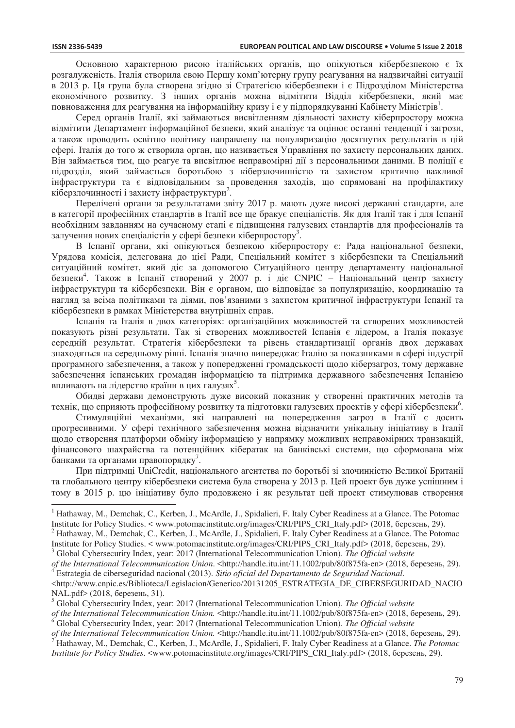Основною характерною рисою італійських органів, що опікуються кібербезпекою є їх розгалуженість. Італія створила свою Першу комп'ютерну групу реагування на надзвичайні ситуації в 2013 р. Ця група була створена згідно зі Стратегією кібербезпеки і є Підрозділом Міністерства економічного розвитку. З інших органів можна відмітити Відділ кібербезпеки, який має повноваження для реагування на інформаційну кризу і є у підпорядкуванні Кабінету Міністрів[1].

Серед органів Італії, які займаються висвітленням діяльності захисту кіберпростору можна відмітити Департамент інформаційної безпеки, який аналізує та оцінює останні тенденції і загрози, а також проводить освітню політику направлену на популяризацію досягнутих результатів в цій сфері. Італія до того ж створила орган, що називається Управління по захисту персональних даних. Він займається тим, що реагує та висвітлює неправомірні дії з персональними даними. В поліції є підрозділ, який займається боротьбою з кіберзлочинністю та захистом критично важливої інфраструктури та є відповідальним за проведення заходів, що спрямовані на профілактику кіберзлочинності і захисту інфраструктури[2].

Перелічені органи за результатами звіту 2017 р. мають дуже високі державні стандарти, але в категорії професійних стандартів в Італії все ще бракує спеціалістів. Як для Італії так і для Іспанії необхідним завданням на сучасному етапі є підвищення галузевих стандартів для професіоналів та залучення нових спеціалістів у сфері безпеки кіберпростору[3].

В Іспанії органи, які опікуються безпекою кіберпростору є: Рада національної безпеки, Урядова комісія, делегована до цієї Ради, Спеціальний комітет з кібербезпеки та Спеціальний ситуаційний комітет, який діє за допомогою Ситуаційного центру департаменту національної безпеки[4]. Також в Іспанії створений у 2007 р. і діє CNPIC – Національний центр захисту інфраструктури та кібербезпеки. Він є органом, що відповідає за популяризацію, координацію та нагляд за всіма політиками та діями, пов'язаними з захистом критичної інфраструктури Іспанії та кібербезпеки в рамках Міністерства внутрішніх справ.

Іспанія та Італія в двох категоріях: організаційних можливостей та створених можливостей показують різні результати. Так зі створених можливостей Іспанія є лідером, а Італія показує середній результат. Стратегія кібербезпеки та рівень стандартизації органів двох держав знаходяться на середньому рівні. Іспанія значно випереджає Італію за показниками в сфері індустрії програмного забезпечення, а також у попередженні громадськості щодо кіберзагроз, тому державне забезпечення іспанських громадян інформацією та підтримка державного забезпечення Іспанією впливають на лідерство країни в цих галузях[5].

Обидві держави демонструють дуже високий показник у створенні практичних методів та технік, що сприяють професійному розвитку та підготовки галузевих проектів у сфері кібербезпеки[6].

Стимуляційні механізми, які направлені на попередження загроз в Італії є досить прогресивними. У сфері технічного забезпечення можна відзначити унікальну ініціативу в Італії щодо створення платформи обміну інформацією у напрямку можливих неправомірних транзакцій, фінансового шахрайства та потенційних кібератак на банківські системи, що сформована між банками та органами правопорядку[7].

При підтримці UniCredit, національного агентства по боротьбі зі злочинністю Великої Британії та глобального центру кібербезпеки система була створена у 2013 р. Цей проект був дуже успішним і тому в 2015 р. цю ініціативу було продовжено і як результат цей проект стимулював створення

---

[1] Hathaway, M., Demchak, C., Kerben, J., McArdle, J., Spidalieri, F. Italy Cyber Readiness at a Glance. The Potomac Institute for Policy Studies. < www.potomacinstitute.org/images/CRI/PIPS_CRI_Italy.pdf> (2018, березень, 29).

[2] Hathaway, M., Demchak, C., Kerben, J., McArdle, J., Spidalieri, F. Italy Cyber Readiness at a Glance. The Potomac Institute for Policy Studies. < www.potomacinstitute.org/images/CRI/PIPS_CRI_Italy.pdf> (2018, березень, 29).

[3] Global Cybersecurity Index, year: 2017 (International Telecommunication Union). *The Official website of the International Telecommunication Union*. <http://handle.itu.int/11.1002/pub/80f875fa-en> (2018, березень, 29).

[4] Estrategia de ciberseguridad nacional (2013). *Sitio oficial del Departamento de Seguridad Nacional*. <http://www.cnpic.es/Biblioteca/Legislacion/Generico/20131205_ESTRATEGIA_DE_CIBERSEGURIDAD_NACIONAL.pdf> (2018, березень, 31).

[5] Global Cybersecurity Index, year: 2017 (International Telecommunication Union). *The Official website of the International Telecommunication Union.* <http://handle.itu.int/11.1002/pub/80f875fa-en> (2018, березень, 29).

[6] Global Cybersecurity Index, year: 2017 (International Telecommunication Union). *The Official website of the International Telecommunication Union.* <http://handle.itu.int/11.1002/pub/80f875fa-en> (2018, березень, 29).

[7] Hathaway, M., Demchak, C., Kerben, J., McArdle, J., Spidalieri, F. Italy Cyber Readiness at a Glance. *The Potomac Institute for Policy Studies*. <www.potomacinstitute.org/images/CRI/PIPS_CRI_Italy.pdf> (2018, березень, 29).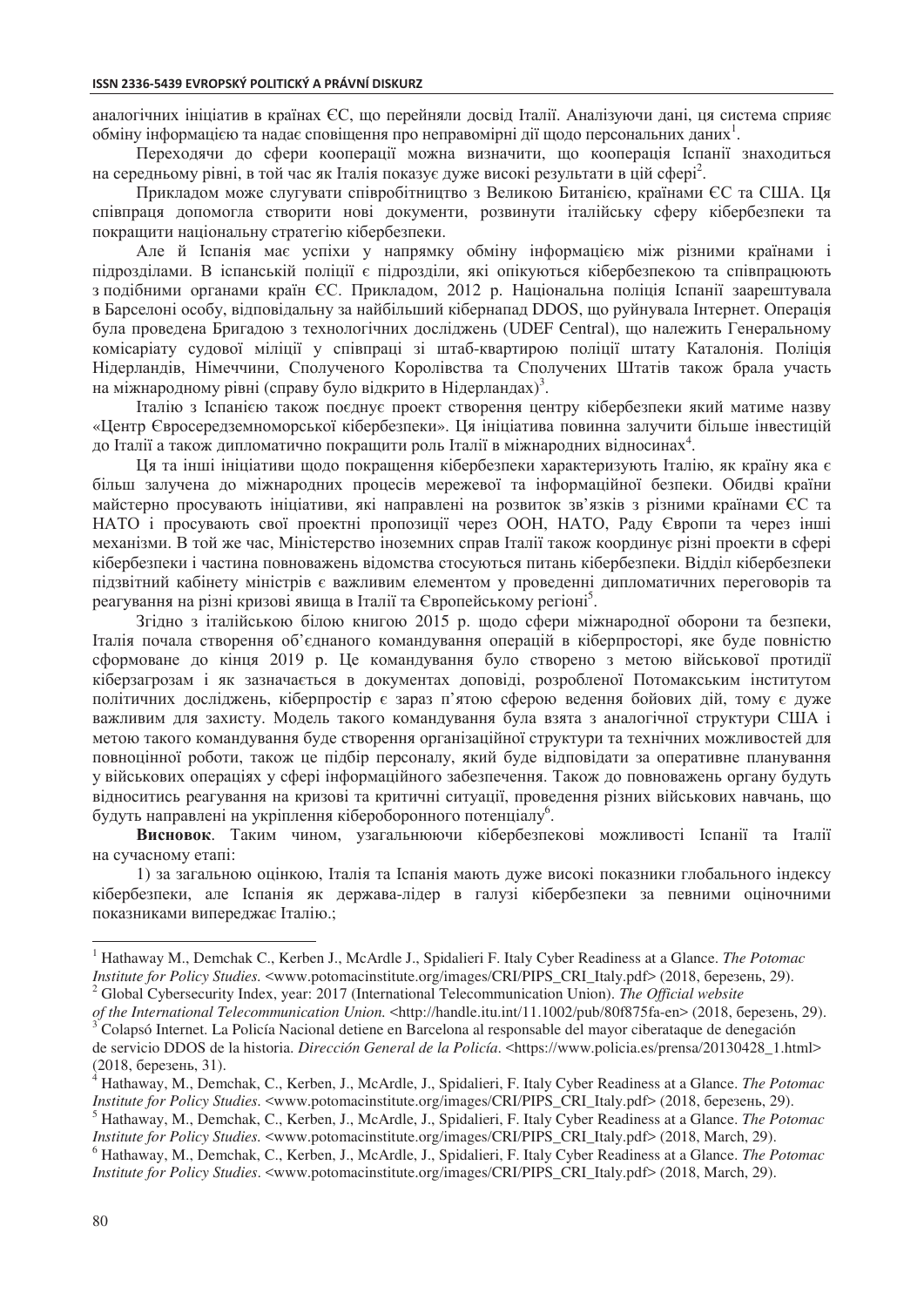аналогічних ініціатив в країнах ЄС, що перейняли досвід Італії. Аналізуючи дані, ця система сприяє обміну інформацією та надає сповіщення про неправомірні дії щодо персональних даних[1].

Переходячи до сфери кооперації можна визначити, що кооперація Іспанії знаходиться на середньому рівні, в той час як Італія показує дуже високі результати в цій сфері[2].

Прикладом може слугувати співробітництво з Великою Битанією, країнами ЄС та США. Ця співпраця допомогла створити нові документи, розвинути італійську сферу кібербезпеки та покращити національну стратегію кібербезпеки.

Але й Іспанія має успіхи у напрямку обміну інформацією між різними країнами і підрозділами. В іспанській поліції є підрозділи, які опікуються кібербезпекою та співпрацюють з подібними органами країн ЄС. Прикладом, 2012 р. Національна поліція Іспанії заарештувала в Барселоні особу, відповідальну за найбільший кібернапад DDOS, що руйнувала Інтернет. Операція була проведена Бригадою з технологічних досліджень (UDEF Central), що належить Генеральному комісаріату судової міліції у співпраці зі штаб-квартирою поліції штату Каталонія. Поліція Нідерландів, Німеччини, Сполученого Королівства та Сполучених Штатів також брала участь на міжнародному рівні (справу було відкрито в Нідерландах)[3].

Італію з Іспанією також поєднує проект створення центру кібербезпеки який матиме назву «Центр Євросередземноморської кібербезпеки». Ця ініціатива повинна залучити більше інвестицій до Італії а також дипломатично покращити роль Італії в міжнародних відносинах[4].

Ця та інші ініціативи щодо покращення кібербезпеки характеризують Італію, як країну яка є більш залучена до міжнародних процесів мережевої та інформаційної безпеки. Обидві країни майстерно просувають ініціативи, які направлені на розвиток зв'язків з різними країнами ЄС та НАТО і просувають свої проектні пропозиції через ООН, НАТО, Раду Європи та через інші механізми. В той же час, Міністерство іноземних справ Італії також координує різні проекти в сфері кібербезпеки і частина повноважень відомства стосуються питань кібербезпеки. Відділ кібербезпеки підзвітний кабінету міністрів є важливим елементом у проведенні дипломатичних переговорів та реагування на різні кризові явища в Італії та Європейському регіоні[5].

Згідно з італійською білою книгою 2015 р. щодо сфери міжнародної оборони та безпеки, Італія почала створення об'єднаного командування операцій в кіберпросторі, яке буде повністю сформоване до кінця 2019 р. Це командування було створено з метою військової протидії кіберзагрозам і як зазначається в документах доповіді, розробленої Потомакським інститутом політичних досліджень, кіберпростір є зараз п'ятою сферою ведення бойових дій, тому є дуже важливим для захисту. Модель такого командування була взята з аналогічної структури США і метою такого командування буде створення організаційної структури та технічних можливостей для повноцінної роботи, також це підбір персоналу, який буде відповідати за оперативне планування у військових операціях у сфері інформаційного забезпечення. Також до повноважень органу будуть відноситись реагування на кризові та критичні ситуації, проведення різних військових навчань, що будуть направлені на укріплення кібероборонного потенціалу[6].

**Висновок**. Таким чином, узагальнюючи кібербезпекові можливості Іспанії та Італії на сучасному етапі:

1) за загальною оцінкою, Італія та Іспанія мають дуже високі показники глобального індексу кібербезпеки, але Іспанія як держава-лідер в галузі кібербезпеки за певними оціночними показниками випереджає Італію.;

---

[1] Hathaway M., Demchak C., Kerben J., McArdle J., Spidalieri F. Italy Cyber Readiness at a Glance. *The Potomac Institute for Policy Studies.* <www.potomacinstitute.org/images/CRI/PIPS_CRI_Italy.pdf> (2018, березень, 29).

[2] Global Cybersecurity Index, year: 2017 (International Telecommunication Union). *The Official website of the International Telecommunication Union.* <http://handle.itu.int/11.1002/pub/80f875fa-en> (2018, березень, 29).

[3] Colapsó Internet. La Policía Nacional detiene en Barcelona al responsable del mayor ciberataque de denegación de servicio DDOS de la historia. *Dirección General de la Policía.* <https://www.policia.es/prensa/20130428_1.html> (2018, березень, 31).

[4] Hathaway, M., Demchak, C., Kerben, J., McArdle, J., Spidalieri, F. Italy Cyber Readiness at a Glance. *The Potomac Institute for Policy Studies.* <www.potomacinstitute.org/images/CRI/PIPS_CRI_Italy.pdf> (2018, березень, 29).

[5] Hathaway, M., Demchak, C., Kerben, J., McArdle, J., Spidalieri, F. Italy Cyber Readiness at a Glance. *The Potomac Institute for Policy Studies.* <www.potomacinstitute.org/images/CRI/PIPS_CRI_Italy.pdf> (2018, March, 29).

[6] Hathaway, M., Demchak, C., Kerben, J., McArdle, J., Spidalieri, F. Italy Cyber Readiness at a Glance. *The Potomac Institute for Policy Studies.* <www.potomacinstitute.org/images/CRI/PIPS_CRI_Italy.pdf> (2018, March, 29).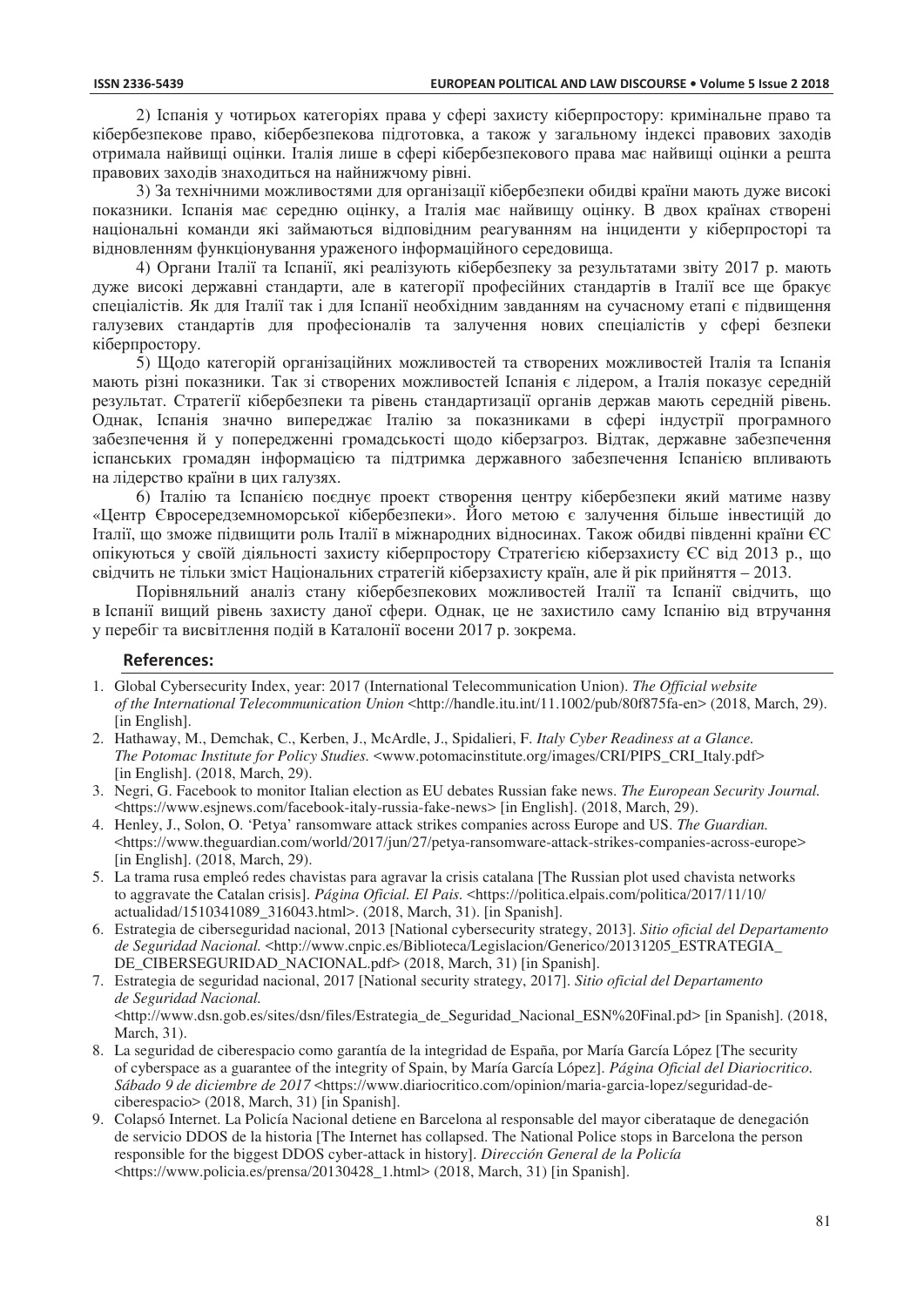2) Іспанія у чотирьох категоріях права у сфері захисту кіберпростору: кримінальне право та кібербезпекове право, кібербезпекова підготовка, а також у загальному індексі правових заходів отримала найвищі оцінки. Італія лише в сфері кібербезпекового права має найвищі оцінки а решта правових заходів знаходиться на найнижчому рівні.

3) За технічними можливостями для організації кібербезпеки обидві країни мають дуже високі показники. Іспанія має середню оцінку, а Італія має найвищу оцінку. В двох країнах створені національні команди які займаються відповідним реагуванням на інциденти у кіберпросторі та відновленням функціонування ураженого інформаційного середовища.

4) Органи Італії та Іспанії, які реалізують кібербезпеку за результатами звіту 2017 р. мають дуже високі державні стандарти, але в категорії професійних стандартів в Італії все ще бракує спеціалістів. Як для Італії так і для Іспанії необхідним завданням на сучасному етапі є підвищення галузевих стандартів для професіоналів та залучення нових спеціалістів у сфері безпеки кіберпростору.

5) Щодо категорій організаційних можливостей та створених можливостей Італія та Іспанія мають різні показники. Так зі створених можливостей Іспанія є лідером, а Італія показує середній результат. Стратегії кібербезпеки та рівень стандартизації органів держав мають середній рівень. Однак, Іспанія значно випереджає Італію за показниками в сфері індустрії програмного забезпечення й у попередженні громадськості щодо кіберзагроз. Відтак, державне забезпечення іспанських громадян інформацією та підтримка державного забезпечення Іспанією впливають на лідерство країни в цих галузях.

6) Італію та Іспанією поєднує проект створення центру кібербезпеки який матиме назву «Центр Євросередземноморської кібербезпеки». Його метою є залучення більше інвестицій до Італії, що зможе підвищити роль Італії в міжнародних відносинах. Також обидві південні країни ЄС опікуються у своїй діяльності захисту кіберпростору Стратегією кіберзахисту ЄС від 2013 р., що свідчить не тільки зміст Національних стратегій кіберзахисту країн, але й рік прийняття – 2013.

Порівняльний аналіз стану кібербезпекових можливостей Італії та Іспанії свідчить, що в Іспанії вищий рівень захисту даної сфери. Однак, це не захистило саму Іспанію від втручання у перебіг та висвітлення подій в Каталонії восени 2017 р. зокрема.

## References:

1. Global Cybersecurity Index, year: 2017 (International Telecommunication Union). *The Official website of the International Telecommunication Union* <http://handle.itu.int/11.1002/pub/80f875fa-en> (2018, March, 29). [in English].
2. Hathaway, M., Demchak, C., Kerben, J., McArdle, J., Spidalieri, F. *Italy Cyber Readiness at a Glance. The Potomac Institute for Policy Studies.* <www.potomacinstitute.org/images/CRI/PIPS_CRI_Italy.pdf> [in English]. (2018, March, 29).
3. Negri, G. Facebook to monitor Italian election as EU debates Russian fake news. *The European Security Journal.* <https://www.esjnews.com/facebook-italy-russia-fake-news> [in English]. (2018, March, 29).
4. Henley, J., Solon, O. 'Petya' ransomware attack strikes companies across Europe and US. *The Guardian.* <https://www.theguardian.com/world/2017/jun/27/petya-ransomware-attack-strikes-companies-across-europe> [in English]. (2018, March, 29).
5. La trama rusa empleó redes chavistas para agravar la crisis catalana [The Russian plot used chavista networks to aggravate the Catalan crisis]. *Página Oficial. El Pais.* <https://politica.elpais.com/politica/2017/11/10/actualidad/1510341089_316043.html>. (2018, March, 31). [in Spanish].
6. Estrategia de ciberseguridad nacional, 2013 [National cybersecurity strategy, 2013]. *Sitio oficial del Departamento de Seguridad Nacional.* <http://www.cnpic.es/Biblioteca/Legislacion/Generico/20131205_ESTRATEGIA_DE_CIBERSEGURIDAD_NACIONAL.pdf> (2018, March, 31) [in Spanish].
7. Estrategia de seguridad nacional, 2017 [National security strategy, 2017]. *Sitio oficial del Departamento de Seguridad Nacional.* <http://www.dsn.gob.es/sites/dsn/files/Estrategia_de_Seguridad_Nacional_ESN%20Final.pd> [in Spanish]. (2018, March, 31).
8. La seguridad de ciberespacio como garantía de la integridad de España, por María García López [The security of cyberspace as a guarantee of the integrity of Spain, by María García López]. *Página Oficial del Diariocritico. Sábado 9 de diciembre de 2017* <https://www.diariocritico.com/opinion/maria-garcia-lopez/seguridad-de-ciberespacio> (2018, March, 31) [in Spanish].
9. Colapsó Internet. La Policía Nacional detiene en Barcelona al responsable del mayor ciberataque de denegación de servicio DDOS de la historia [The Internet has collapsed. The National Police stops in Barcelona the person responsible for the biggest DDOS cyber-attack in history]. *Dirección General de la Policía* <https://www.policia.es/prensa/20130428_1.html> (2018, March, 31) [in Spanish].